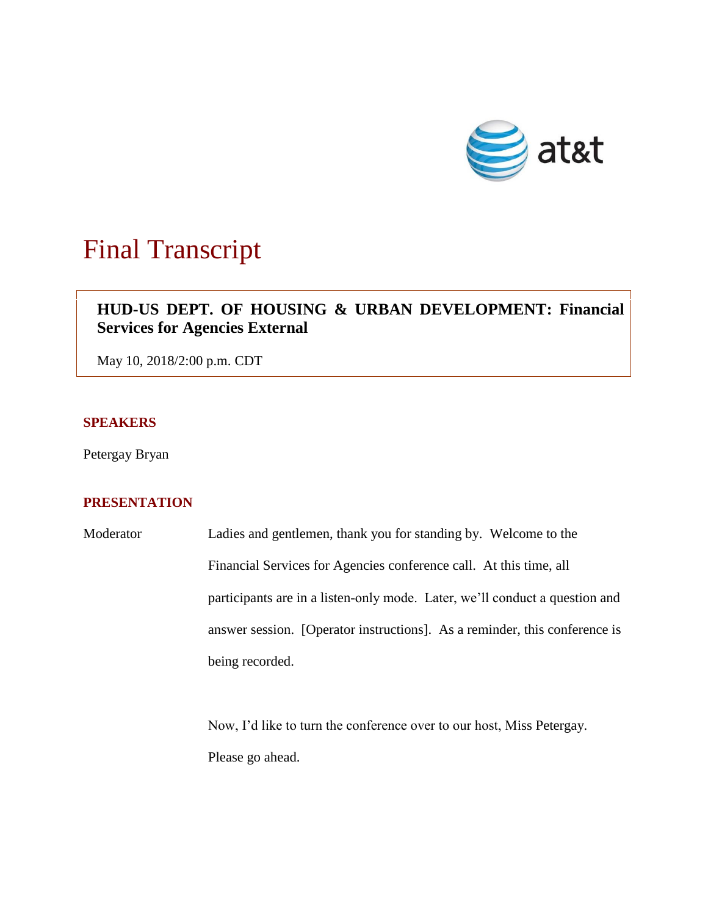# Final Transcript

**HUD-US DEPT. OF HOUSING & URBAN DEVELOPMENT: Financial Services for Agencies External**

May 10, 2018/2:00 p.m. CDT

## SPEAKERS

Petergay Bryan

## PRESENTATION

Moderator Ladies and gentlemen, thank you for standing by. Welcome to the Financial Services for Agencies conference call. At this time, all participants are in a listen-only mode. Later, we'll conduct a question and answer session. [Operator instructions]. As a reminder, this conference is being recorded.

Now, I'd like to turn the conference over to our host, Miss Petergay. Please go ahead.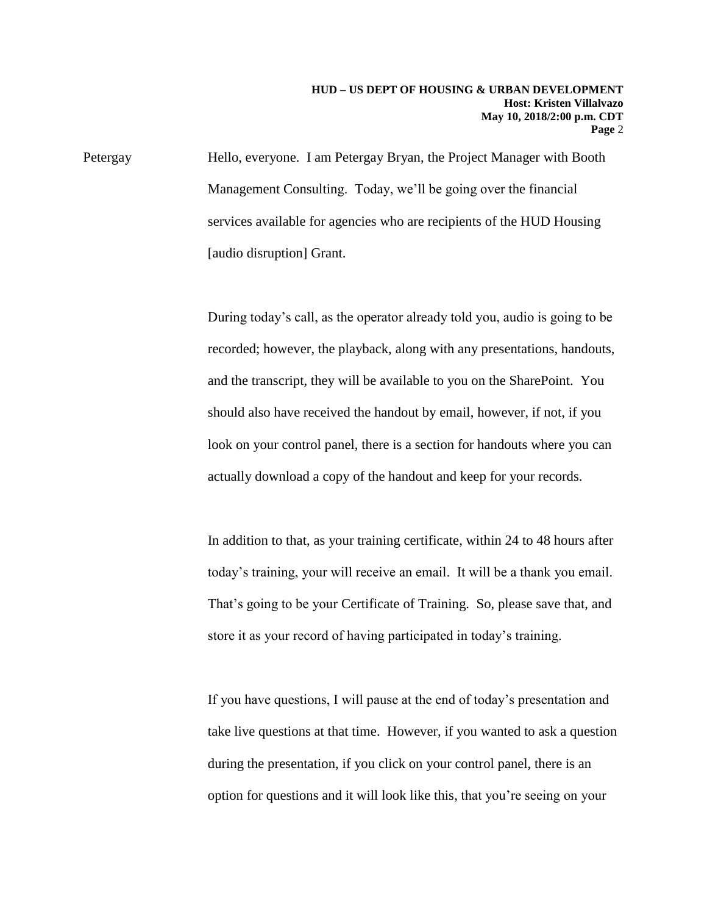Petergay Hello, everyone. I am Petergay Bryan, the Project Manager with Booth Management Consulting. Today, we'll be going over the financial services available for agencies who are recipients of the HUD Housing [audio disruption] Grant.

During today's call, as the operator already told you, audio is going to be recorded; however, the playback, along with any presentations, handouts, and the transcript, they will be available to you on the SharePoint. You should also have received the handout by email, however, if not, if you look on your control panel, there is a section for handouts where you can actually download a copy of the handout and keep for your records.

In addition to that, as your training certificate, within 24 to 48 hours after today's training, your will receive an email. It will be a thank you email. That's going to be your Certificate of Training. So, please save that, and store it as your record of having participated in today's training.

If you have questions, I will pause at the end of today's presentation and take live questions at that time. However, if you wanted to ask a question during the presentation, if you click on your control panel, there is an option for questions and it will look like this, that you're seeing on your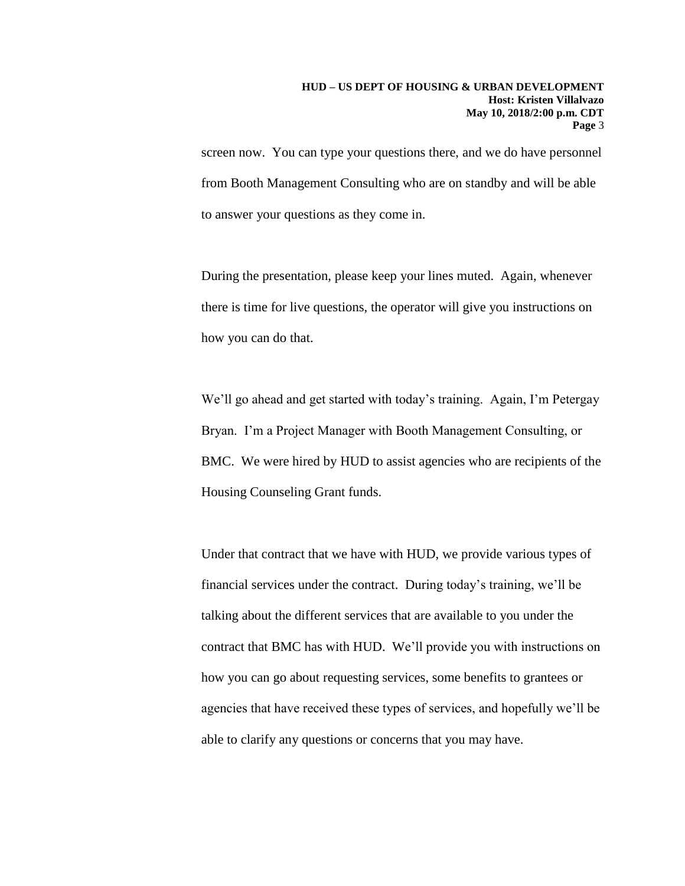screen now. You can type your questions there, and we do have personnel from Booth Management Consulting who are on standby and will be able to answer your questions as they come in.

During the presentation, please keep your lines muted. Again, whenever there is time for live questions, the operator will give you instructions on how you can do that.

We'll go ahead and get started with today's training. Again, I'm Petergay Bryan. I'm a Project Manager with Booth Management Consulting, or BMC. We were hired by HUD to assist agencies who are recipients of the Housing Counseling Grant funds.

Under that contract that we have with HUD, we provide various types of financial services under the contract. During today's training, we'll be talking about the different services that are available to you under the contract that BMC has with HUD. We'll provide you with instructions on how you can go about requesting services, some benefits to grantees or agencies that have received these types of services, and hopefully we'll be able to clarify any questions or concerns that you may have.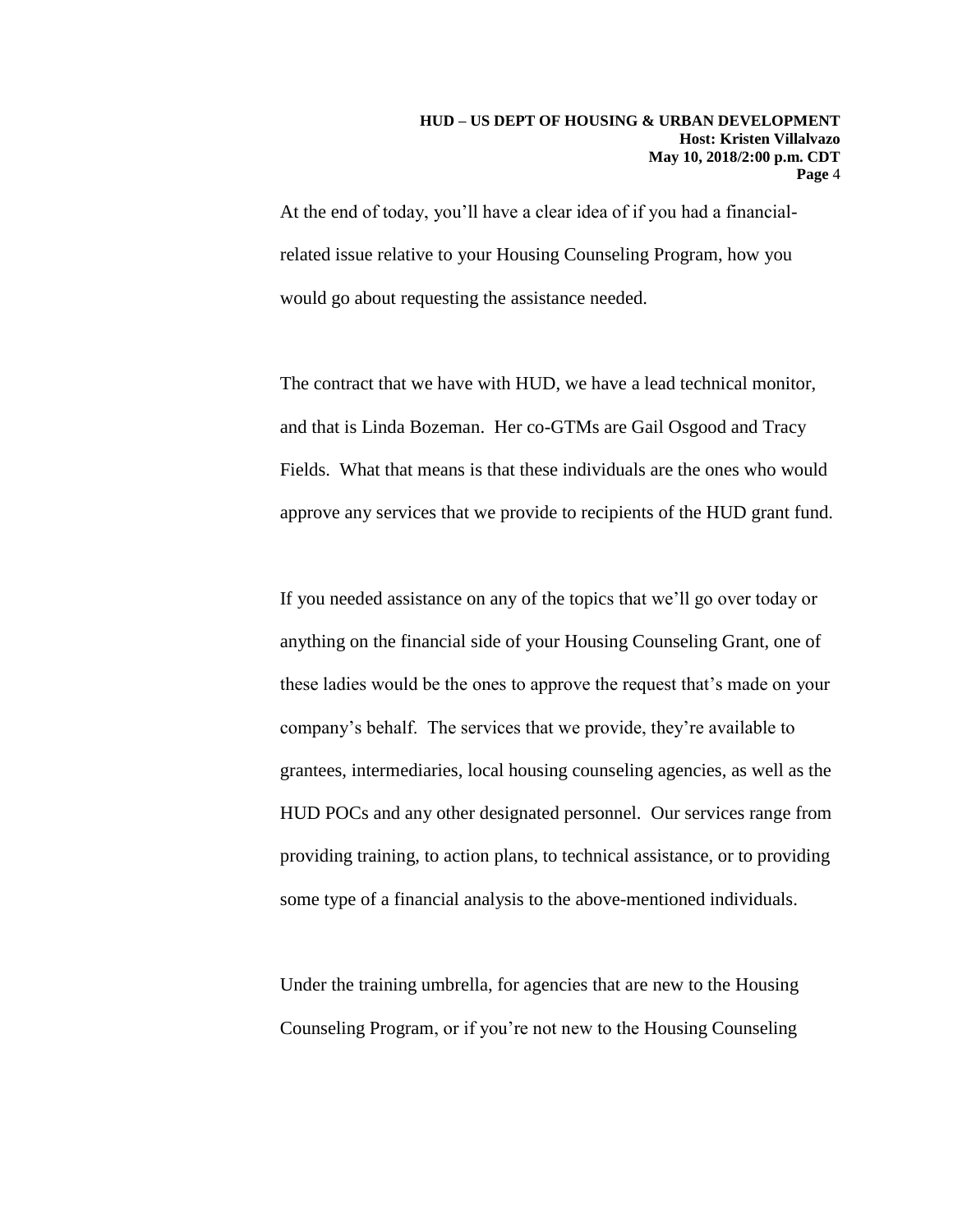At the end of today, you'll have a clear idea of if you had a financial-related issue relative to your Housing Counseling Program, how you would go about requesting the assistance needed.

The contract that we have with HUD, we have a lead technical monitor, and that is Linda Bozeman. Her co-GTMs are Gail Osgood and Tracy Fields. What that means is that these individuals are the ones who would approve any services that we provide to recipients of the HUD grant fund.

If you needed assistance on any of the topics that we'll go over today or anything on the financial side of your Housing Counseling Grant, one of these ladies would be the ones to approve the request that's made on your company's behalf. The services that we provide, they're available to grantees, intermediaries, local housing counseling agencies, as well as the HUD POCs and any other designated personnel. Our services range from providing training, to action plans, to technical assistance, or to providing some type of a financial analysis to the above-mentioned individuals.

Under the training umbrella, for agencies that are new to the Housing Counseling Program, or if you're not new to the Housing Counseling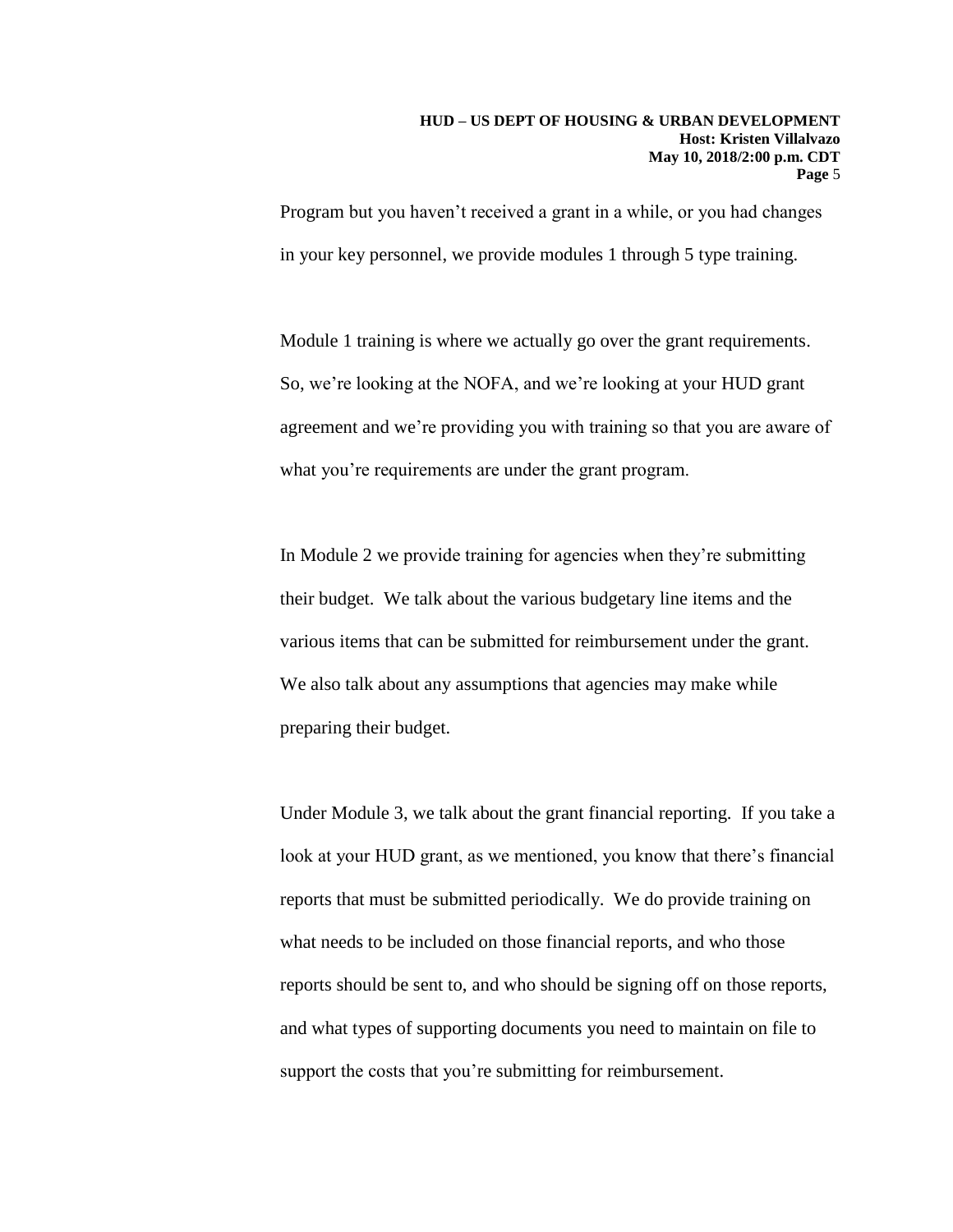Program but you haven't received a grant in a while, or you had changes in your key personnel, we provide modules 1 through 5 type training.

Module 1 training is where we actually go over the grant requirements. So, we're looking at the NOFA, and we're looking at your HUD grant agreement and we're providing you with training so that you are aware of what you're requirements are under the grant program.

In Module 2 we provide training for agencies when they're submitting their budget. We talk about the various budgetary line items and the various items that can be submitted for reimbursement under the grant. We also talk about any assumptions that agencies may make while preparing their budget.

Under Module 3, we talk about the grant financial reporting. If you take a look at your HUD grant, as we mentioned, you know that there's financial reports that must be submitted periodically. We do provide training on what needs to be included on those financial reports, and who those reports should be sent to, and who should be signing off on those reports, and what types of supporting documents you need to maintain on file to support the costs that you're submitting for reimbursement.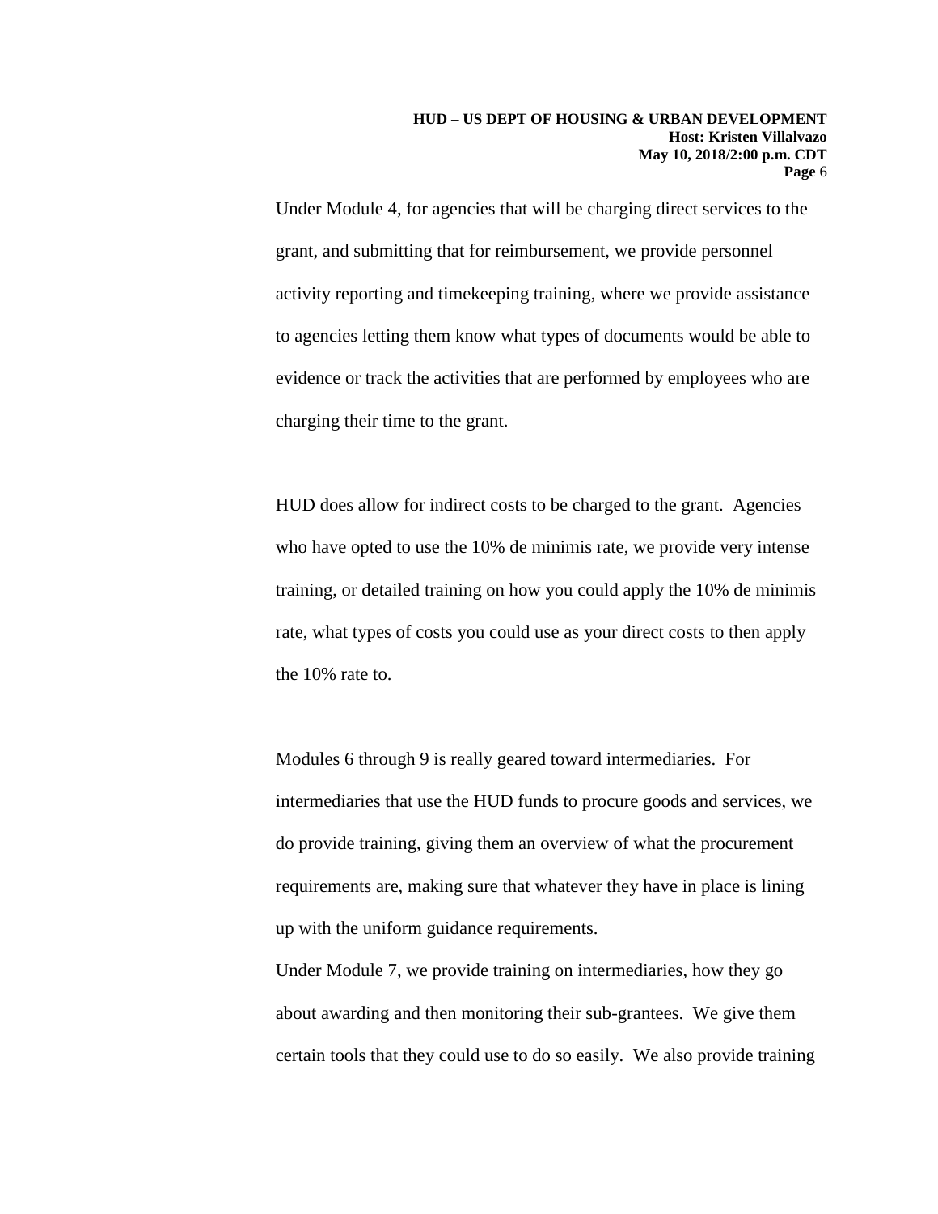Under Module 4, for agencies that will be charging direct services to the grant, and submitting that for reimbursement, we provide personnel activity reporting and timekeeping training, where we provide assistance to agencies letting them know what types of documents would be able to evidence or track the activities that are performed by employees who are charging their time to the grant.

HUD does allow for indirect costs to be charged to the grant. Agencies who have opted to use the 10% de minimis rate, we provide very intense training, or detailed training on how you could apply the 10% de minimis rate, what types of costs you could use as your direct costs to then apply the 10% rate to.

Modules 6 through 9 is really geared toward intermediaries. For intermediaries that use the HUD funds to procure goods and services, we do provide training, giving them an overview of what the procurement requirements are, making sure that whatever they have in place is lining up with the uniform guidance requirements.

Under Module 7, we provide training on intermediaries, how they go about awarding and then monitoring their sub-grantees. We give them certain tools that they could use to do so easily. We also provide training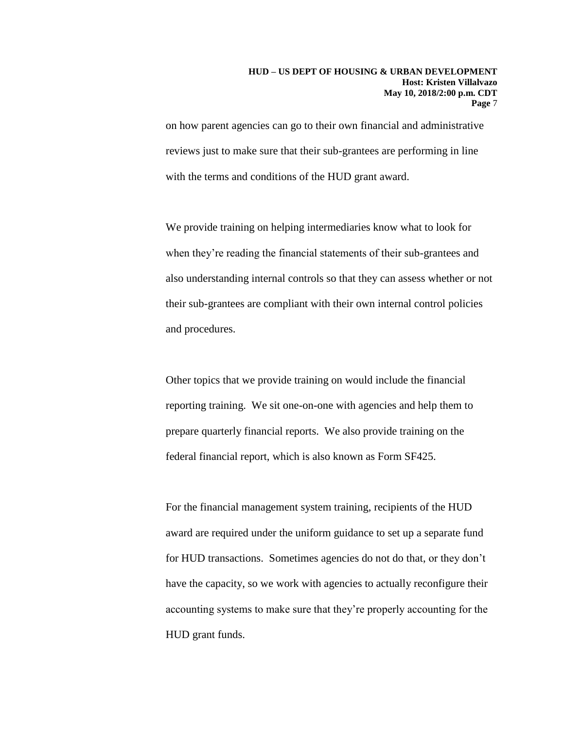on how parent agencies can go to their own financial and administrative reviews just to make sure that their sub-grantees are performing in line with the terms and conditions of the HUD grant award.

We provide training on helping intermediaries know what to look for when they're reading the financial statements of their sub-grantees and also understanding internal controls so that they can assess whether or not their sub-grantees are compliant with their own internal control policies and procedures.

Other topics that we provide training on would include the financial reporting training. We sit one-on-one with agencies and help them to prepare quarterly financial reports. We also provide training on the federal financial report, which is also known as Form SF425.

For the financial management system training, recipients of the HUD award are required under the uniform guidance to set up a separate fund for HUD transactions. Sometimes agencies do not do that, or they don't have the capacity, so we work with agencies to actually reconfigure their accounting systems to make sure that they're properly accounting for the HUD grant funds.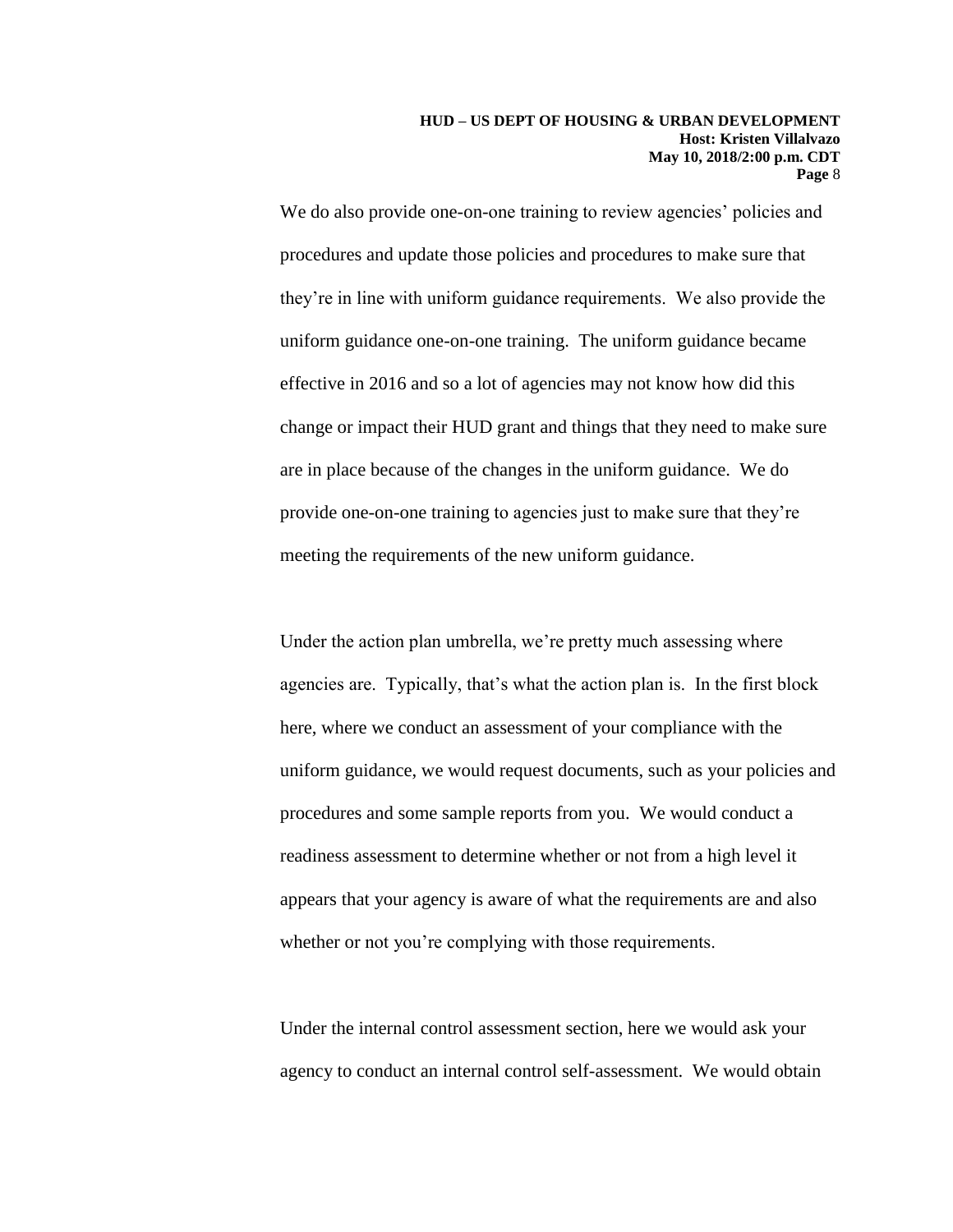We do also provide one-on-one training to review agencies' policies and procedures and update those policies and procedures to make sure that they're in line with uniform guidance requirements. We also provide the uniform guidance one-on-one training. The uniform guidance became effective in 2016 and so a lot of agencies may not know how did this change or impact their HUD grant and things that they need to make sure are in place because of the changes in the uniform guidance. We do provide one-on-one training to agencies just to make sure that they're meeting the requirements of the new uniform guidance.

Under the action plan umbrella, we're pretty much assessing where agencies are. Typically, that's what the action plan is. In the first block here, where we conduct an assessment of your compliance with the uniform guidance, we would request documents, such as your policies and procedures and some sample reports from you. We would conduct a readiness assessment to determine whether or not from a high level it appears that your agency is aware of what the requirements are and also whether or not you're complying with those requirements.

Under the internal control assessment section, here we would ask your agency to conduct an internal control self-assessment. We would obtain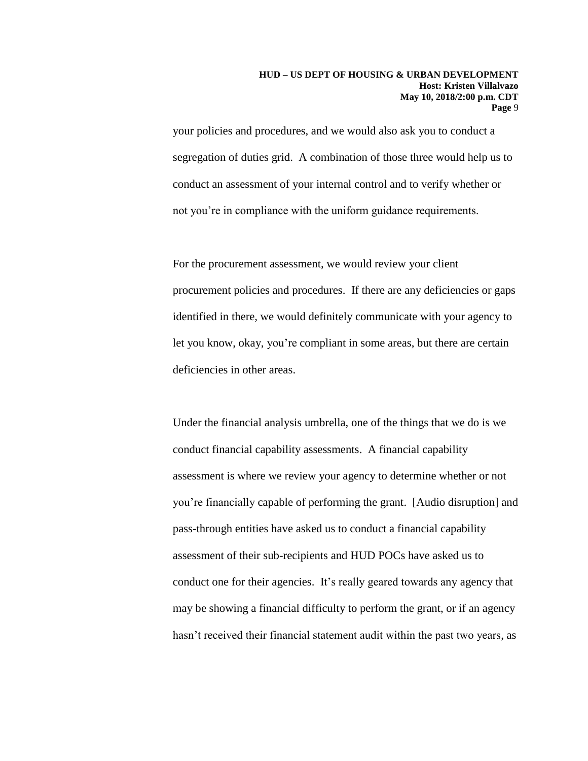your policies and procedures, and we would also ask you to conduct a segregation of duties grid. A combination of those three would help us to conduct an assessment of your internal control and to verify whether or not you're in compliance with the uniform guidance requirements.

For the procurement assessment, we would review your client procurement policies and procedures. If there are any deficiencies or gaps identified in there, we would definitely communicate with your agency to let you know, okay, you're compliant in some areas, but there are certain deficiencies in other areas.

Under the financial analysis umbrella, one of the things that we do is we conduct financial capability assessments. A financial capability assessment is where we review your agency to determine whether or not you're financially capable of performing the grant. [Audio disruption] and pass-through entities have asked us to conduct a financial capability assessment of their sub-recipients and HUD POCs have asked us to conduct one for their agencies. It's really geared towards any agency that may be showing a financial difficulty to perform the grant, or if an agency hasn't received their financial statement audit within the past two years, as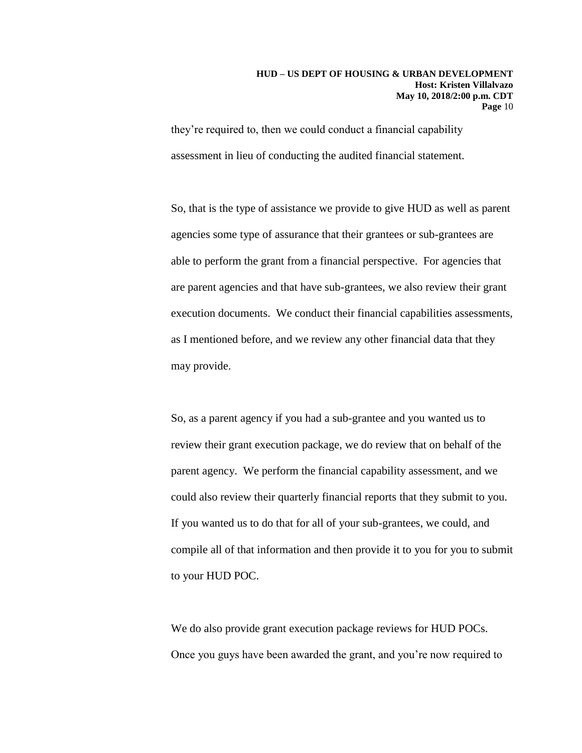they're required to, then we could conduct a financial capability assessment in lieu of conducting the audited financial statement.

So, that is the type of assistance we provide to give HUD as well as parent agencies some type of assurance that their grantees or sub-grantees are able to perform the grant from a financial perspective. For agencies that are parent agencies and that have sub-grantees, we also review their grant execution documents. We conduct their financial capabilities assessments, as I mentioned before, and we review any other financial data that they may provide.

So, as a parent agency if you had a sub-grantee and you wanted us to review their grant execution package, we do review that on behalf of the parent agency. We perform the financial capability assessment, and we could also review their quarterly financial reports that they submit to you. If you wanted us to do that for all of your sub-grantees, we could, and compile all of that information and then provide it to you for you to submit to your HUD POC.

We do also provide grant execution package reviews for HUD POCs. Once you guys have been awarded the grant, and you're now required to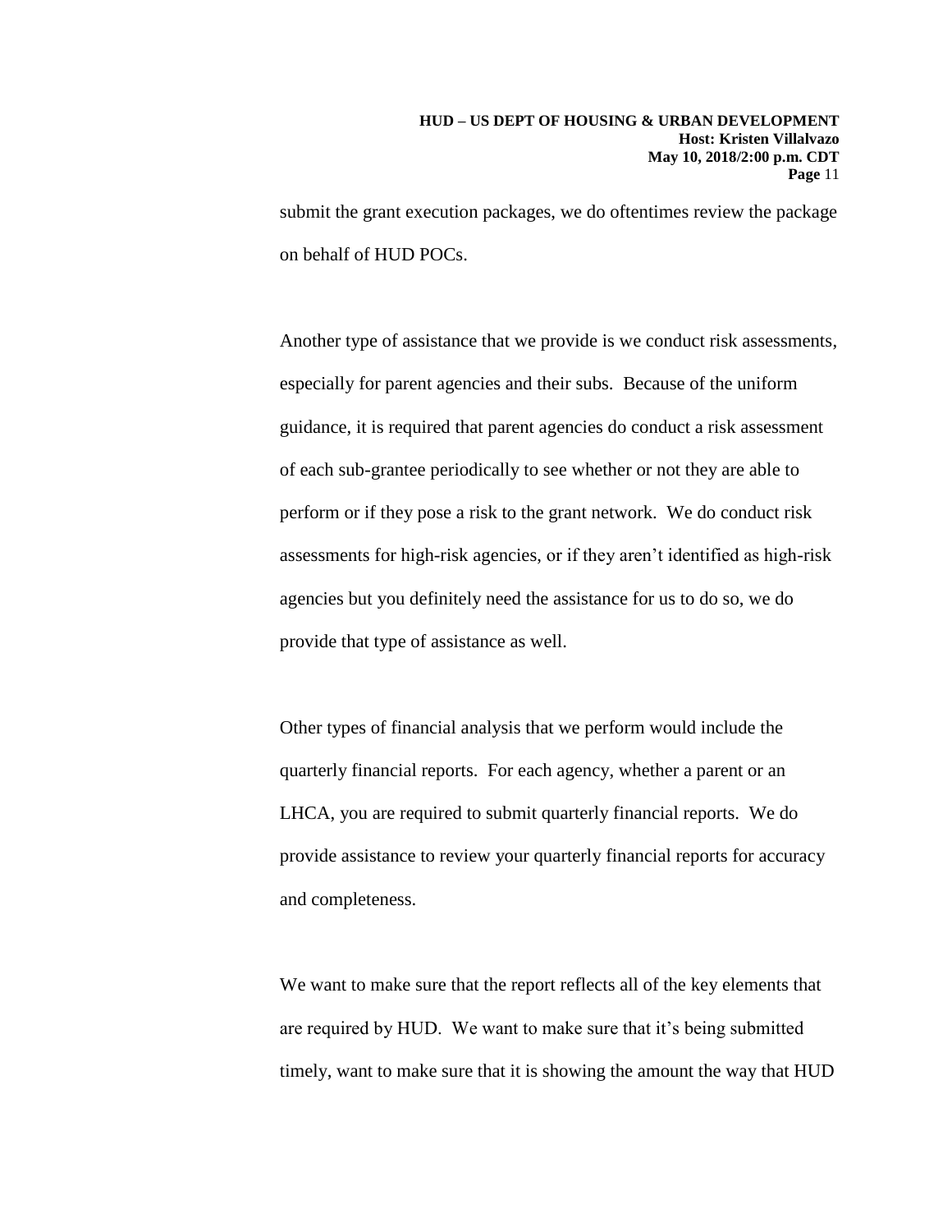submit the grant execution packages, we do oftentimes review the package on behalf of HUD POCs.

Another type of assistance that we provide is we conduct risk assessments, especially for parent agencies and their subs. Because of the uniform guidance, it is required that parent agencies do conduct a risk assessment of each sub-grantee periodically to see whether or not they are able to perform or if they pose a risk to the grant network. We do conduct risk assessments for high-risk agencies, or if they aren't identified as high-risk agencies but you definitely need the assistance for us to do so, we do provide that type of assistance as well.

Other types of financial analysis that we perform would include the quarterly financial reports. For each agency, whether a parent or an LHCA, you are required to submit quarterly financial reports. We do provide assistance to review your quarterly financial reports for accuracy and completeness.

We want to make sure that the report reflects all of the key elements that are required by HUD. We want to make sure that it's being submitted timely, want to make sure that it is showing the amount the way that HUD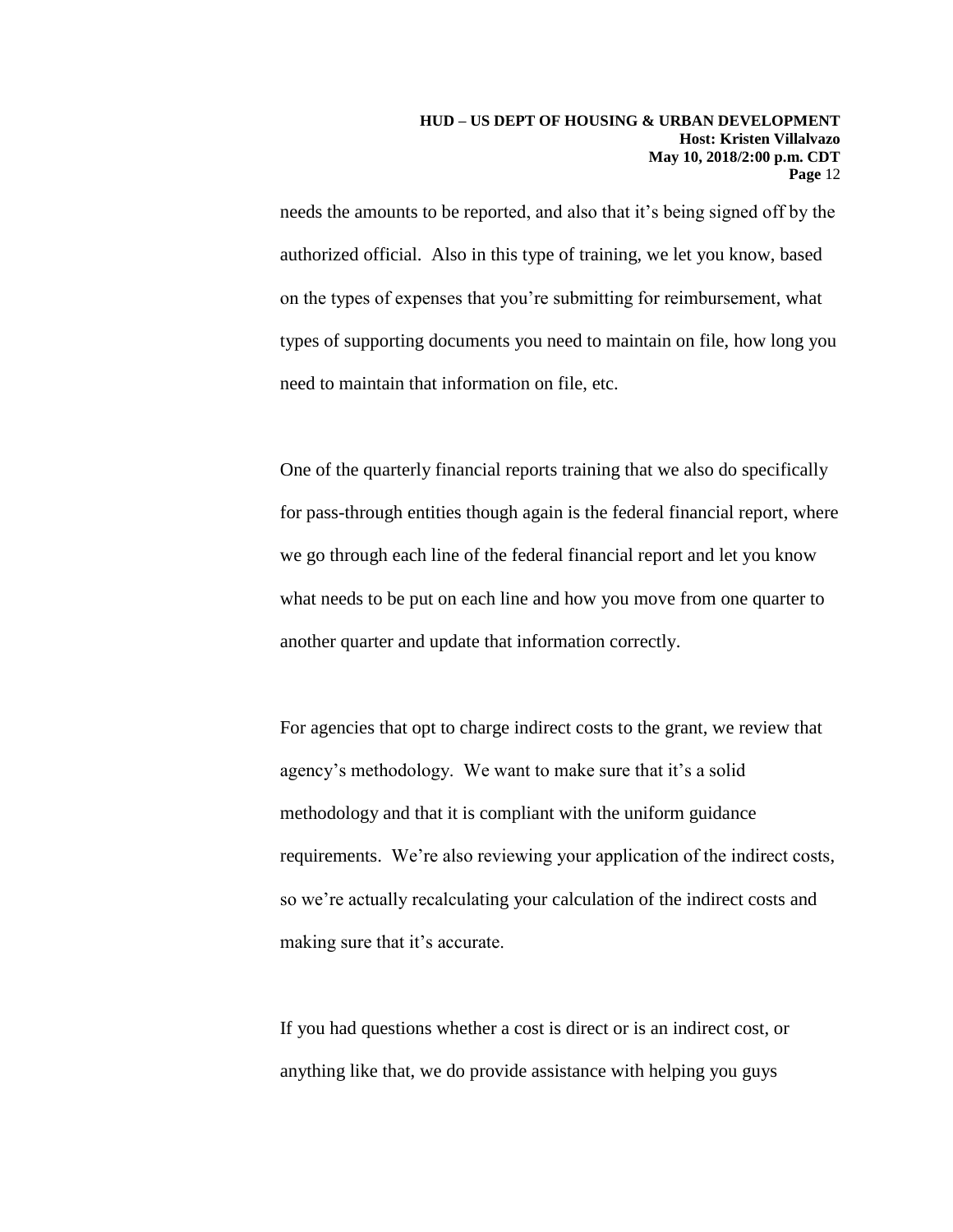needs the amounts to be reported, and also that it's being signed off by the authorized official. Also in this type of training, we let you know, based on the types of expenses that you're submitting for reimbursement, what types of supporting documents you need to maintain on file, how long you need to maintain that information on file, etc.

One of the quarterly financial reports training that we also do specifically for pass-through entities though again is the federal financial report, where we go through each line of the federal financial report and let you know what needs to be put on each line and how you move from one quarter to another quarter and update that information correctly.

For agencies that opt to charge indirect costs to the grant, we review that agency's methodology. We want to make sure that it's a solid methodology and that it is compliant with the uniform guidance requirements. We're also reviewing your application of the indirect costs, so we're actually recalculating your calculation of the indirect costs and making sure that it's accurate.

If you had questions whether a cost is direct or is an indirect cost, or anything like that, we do provide assistance with helping you guys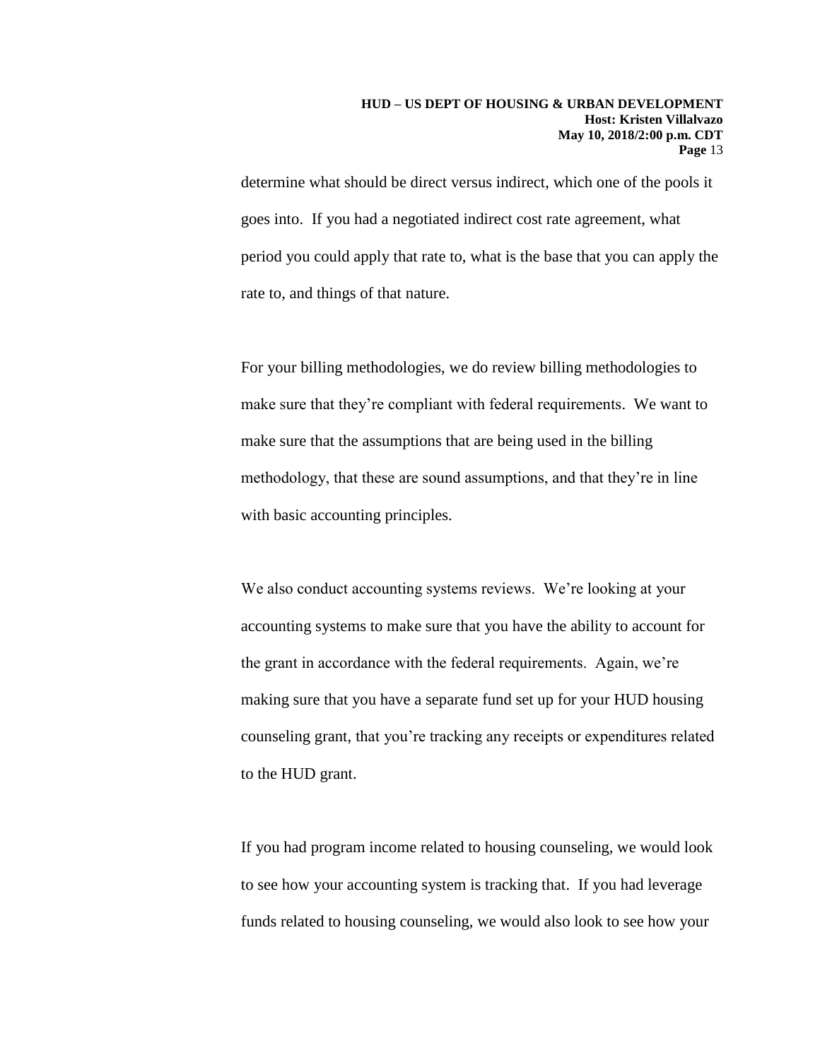determine what should be direct versus indirect, which one of the pools it goes into. If you had a negotiated indirect cost rate agreement, what period you could apply that rate to, what is the base that you can apply the rate to, and things of that nature.

For your billing methodologies, we do review billing methodologies to make sure that they're compliant with federal requirements. We want to make sure that the assumptions that are being used in the billing methodology, that these are sound assumptions, and that they're in line with basic accounting principles.

We also conduct accounting systems reviews. We're looking at your accounting systems to make sure that you have the ability to account for the grant in accordance with the federal requirements. Again, we're making sure that you have a separate fund set up for your HUD housing counseling grant, that you're tracking any receipts or expenditures related to the HUD grant.

If you had program income related to housing counseling, we would look to see how your accounting system is tracking that. If you had leverage funds related to housing counseling, we would also look to see how your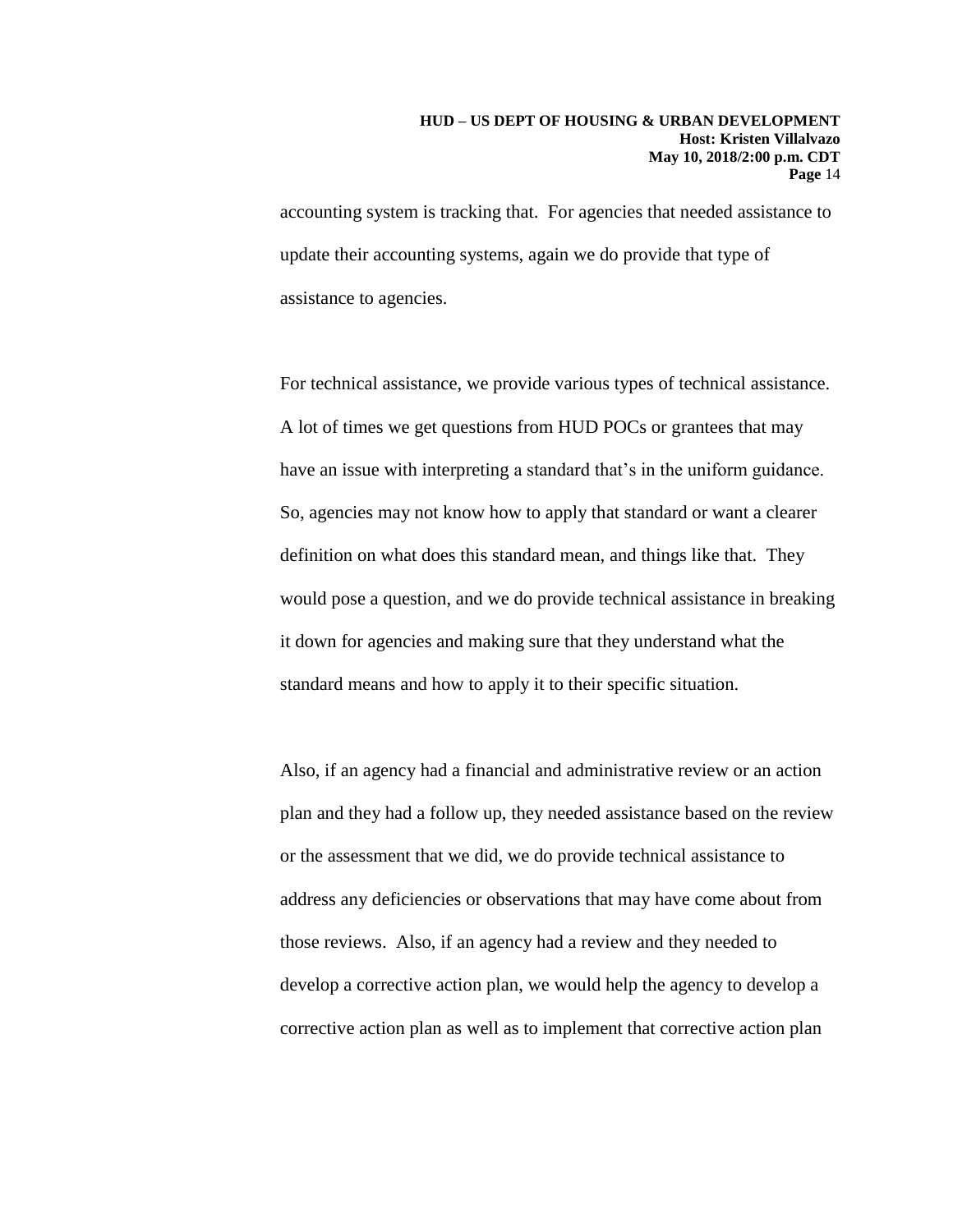accounting system is tracking that. For agencies that needed assistance to update their accounting systems, again we do provide that type of assistance to agencies.

For technical assistance, we provide various types of technical assistance. A lot of times we get questions from HUD POCs or grantees that may have an issue with interpreting a standard that's in the uniform guidance. So, agencies may not know how to apply that standard or want a clearer definition on what does this standard mean, and things like that. They would pose a question, and we do provide technical assistance in breaking it down for agencies and making sure that they understand what the standard means and how to apply it to their specific situation.

Also, if an agency had a financial and administrative review or an action plan and they had a follow up, they needed assistance based on the review or the assessment that we did, we do provide technical assistance to address any deficiencies or observations that may have come about from those reviews. Also, if an agency had a review and they needed to develop a corrective action plan, we would help the agency to develop a corrective action plan as well as to implement that corrective action plan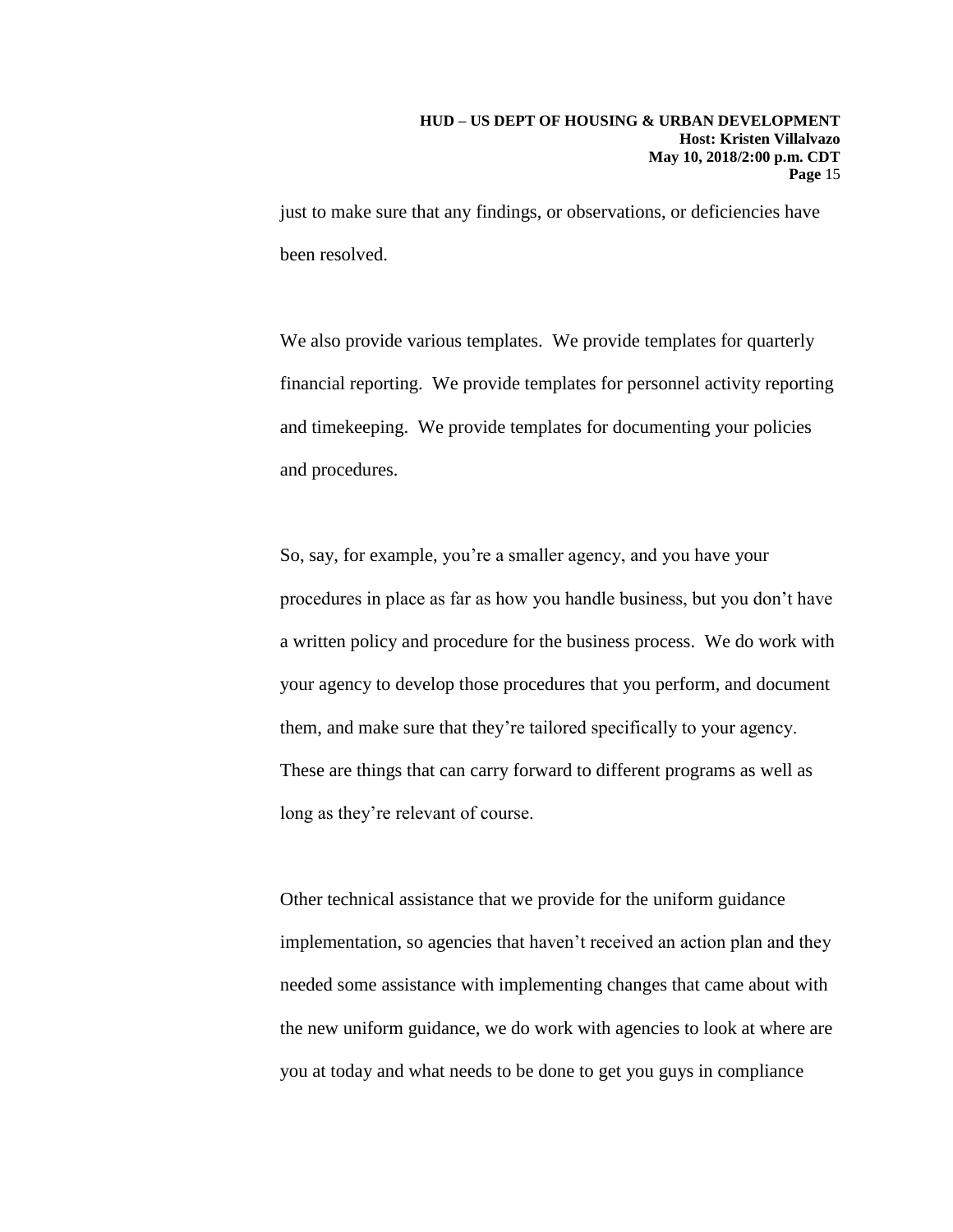just to make sure that any findings, or observations, or deficiencies have been resolved.

We also provide various templates. We provide templates for quarterly financial reporting. We provide templates for personnel activity reporting and timekeeping. We provide templates for documenting your policies and procedures.

So, say, for example, you're a smaller agency, and you have your procedures in place as far as how you handle business, but you don't have a written policy and procedure for the business process. We do work with your agency to develop those procedures that you perform, and document them, and make sure that they're tailored specifically to your agency. These are things that can carry forward to different programs as well as long as they're relevant of course.

Other technical assistance that we provide for the uniform guidance implementation, so agencies that haven't received an action plan and they needed some assistance with implementing changes that came about with the new uniform guidance, we do work with agencies to look at where are you at today and what needs to be done to get you guys in compliance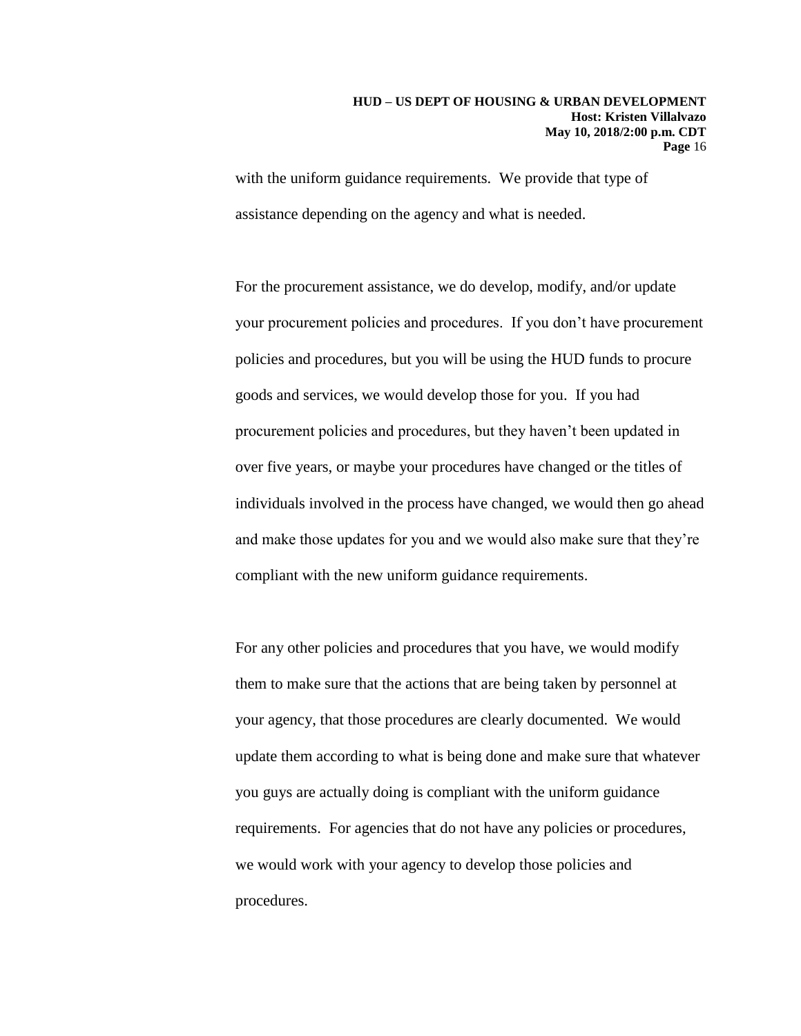with the uniform guidance requirements. We provide that type of assistance depending on the agency and what is needed.

For the procurement assistance, we do develop, modify, and/or update your procurement policies and procedures. If you don't have procurement policies and procedures, but you will be using the HUD funds to procure goods and services, we would develop those for you. If you had procurement policies and procedures, but they haven't been updated in over five years, or maybe your procedures have changed or the titles of individuals involved in the process have changed, we would then go ahead and make those updates for you and we would also make sure that they're compliant with the new uniform guidance requirements.

For any other policies and procedures that you have, we would modify them to make sure that the actions that are being taken by personnel at your agency, that those procedures are clearly documented. We would update them according to what is being done and make sure that whatever you guys are actually doing is compliant with the uniform guidance requirements. For agencies that do not have any policies or procedures, we would work with your agency to develop those policies and procedures.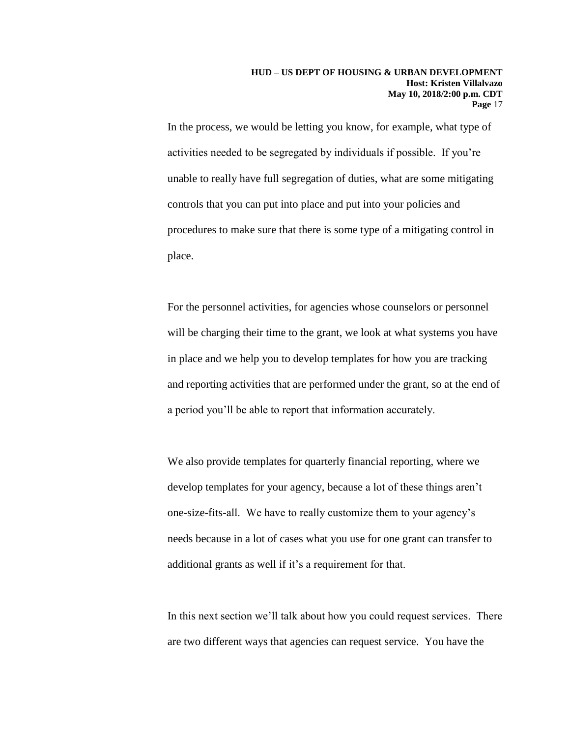In the process, we would be letting you know, for example, what type of activities needed to be segregated by individuals if possible. If you're unable to really have full segregation of duties, what are some mitigating controls that you can put into place and put into your policies and procedures to make sure that there is some type of a mitigating control in place.

For the personnel activities, for agencies whose counselors or personnel will be charging their time to the grant, we look at what systems you have in place and we help you to develop templates for how you are tracking and reporting activities that are performed under the grant, so at the end of a period you'll be able to report that information accurately.

We also provide templates for quarterly financial reporting, where we develop templates for your agency, because a lot of these things aren't one-size-fits-all. We have to really customize them to your agency's needs because in a lot of cases what you use for one grant can transfer to additional grants as well if it's a requirement for that.

In this next section we'll talk about how you could request services. There are two different ways that agencies can request service. You have the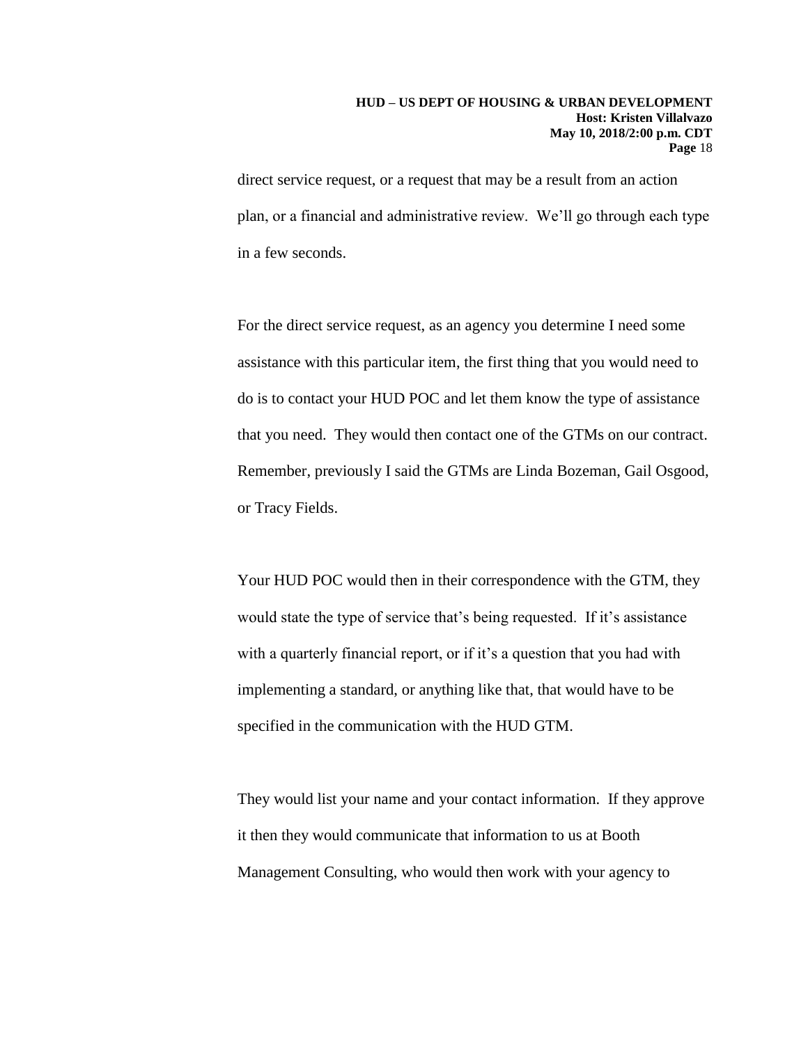direct service request, or a request that may be a result from an action plan, or a financial and administrative review. We'll go through each type in a few seconds.

For the direct service request, as an agency you determine I need some assistance with this particular item, the first thing that you would need to do is to contact your HUD POC and let them know the type of assistance that you need. They would then contact one of the GTMs on our contract. Remember, previously I said the GTMs are Linda Bozeman, Gail Osgood, or Tracy Fields.

Your HUD POC would then in their correspondence with the GTM, they would state the type of service that's being requested. If it's assistance with a quarterly financial report, or if it's a question that you had with implementing a standard, or anything like that, that would have to be specified in the communication with the HUD GTM.

They would list your name and your contact information. If they approve it then they would communicate that information to us at Booth Management Consulting, who would then work with your agency to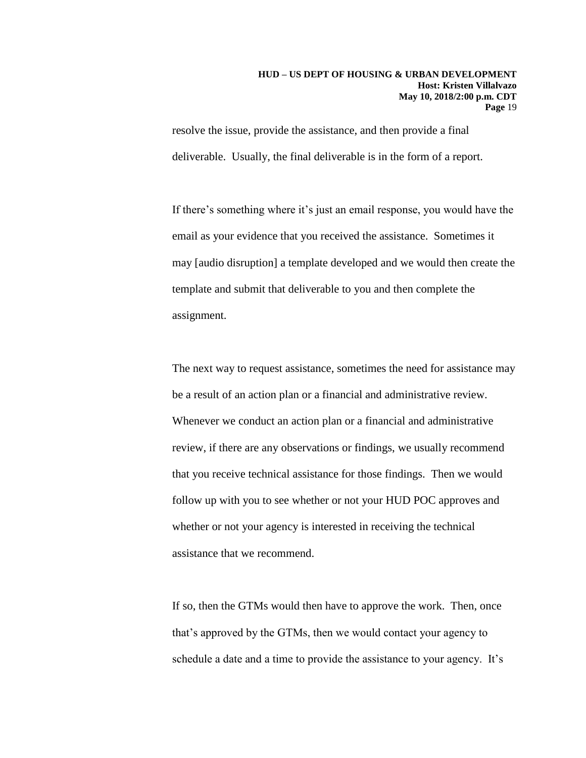resolve the issue, provide the assistance, and then provide a final deliverable. Usually, the final deliverable is in the form of a report.

If there's something where it's just an email response, you would have the email as your evidence that you received the assistance. Sometimes it may [audio disruption] a template developed and we would then create the template and submit that deliverable to you and then complete the assignment.

The next way to request assistance, sometimes the need for assistance may be a result of an action plan or a financial and administrative review. Whenever we conduct an action plan or a financial and administrative review, if there are any observations or findings, we usually recommend that you receive technical assistance for those findings. Then we would follow up with you to see whether or not your HUD POC approves and whether or not your agency is interested in receiving the technical assistance that we recommend.

If so, then the GTMs would then have to approve the work. Then, once that's approved by the GTMs, then we would contact your agency to schedule a date and a time to provide the assistance to your agency. It's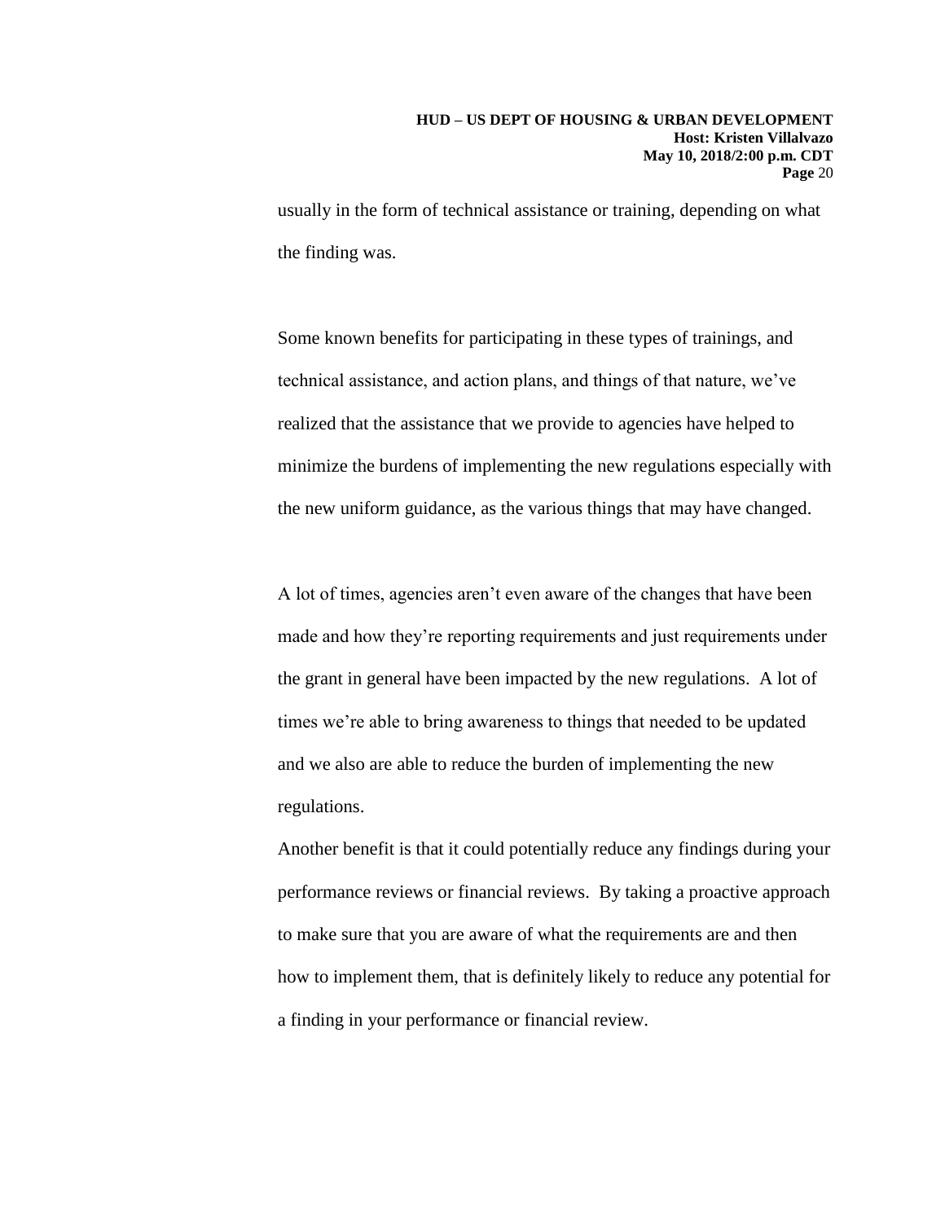usually in the form of technical assistance or training, depending on what the finding was.

Some known benefits for participating in these types of trainings, and technical assistance, and action plans, and things of that nature, we've realized that the assistance that we provide to agencies have helped to minimize the burdens of implementing the new regulations especially with the new uniform guidance, as the various things that may have changed.

A lot of times, agencies aren't even aware of the changes that have been made and how they're reporting requirements and just requirements under the grant in general have been impacted by the new regulations. A lot of times we're able to bring awareness to things that needed to be updated and we also are able to reduce the burden of implementing the new regulations.

Another benefit is that it could potentially reduce any findings during your performance reviews or financial reviews. By taking a proactive approach to make sure that you are aware of what the requirements are and then how to implement them, that is definitely likely to reduce any potential for a finding in your performance or financial review.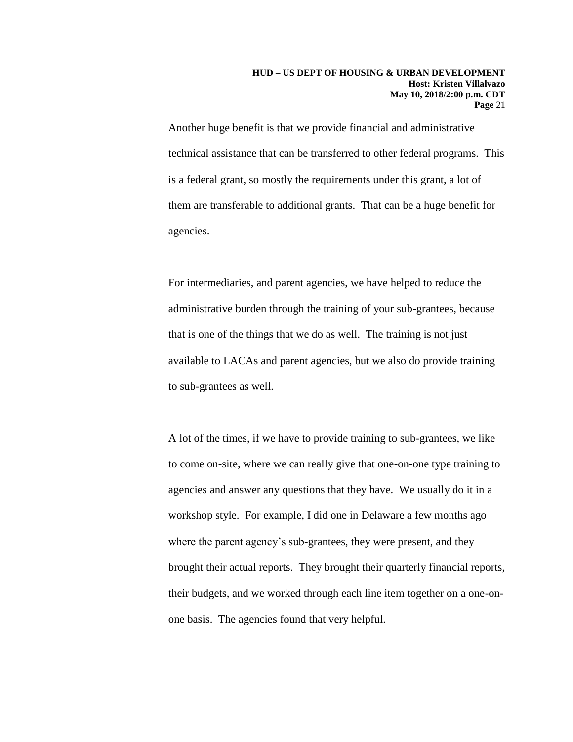Another huge benefit is that we provide financial and administrative technical assistance that can be transferred to other federal programs. This is a federal grant, so mostly the requirements under this grant, a lot of them are transferable to additional grants. That can be a huge benefit for agencies.

For intermediaries, and parent agencies, we have helped to reduce the administrative burden through the training of your sub-grantees, because that is one of the things that we do as well. The training is not just available to LACAs and parent agencies, but we also do provide training to sub-grantees as well.

A lot of the times, if we have to provide training to sub-grantees, we like to come on-site, where we can really give that one-on-one type training to agencies and answer any questions that they have. We usually do it in a workshop style. For example, I did one in Delaware a few months ago where the parent agency's sub-grantees, they were present, and they brought their actual reports. They brought their quarterly financial reports, their budgets, and we worked through each line item together on a one-on-one basis. The agencies found that very helpful.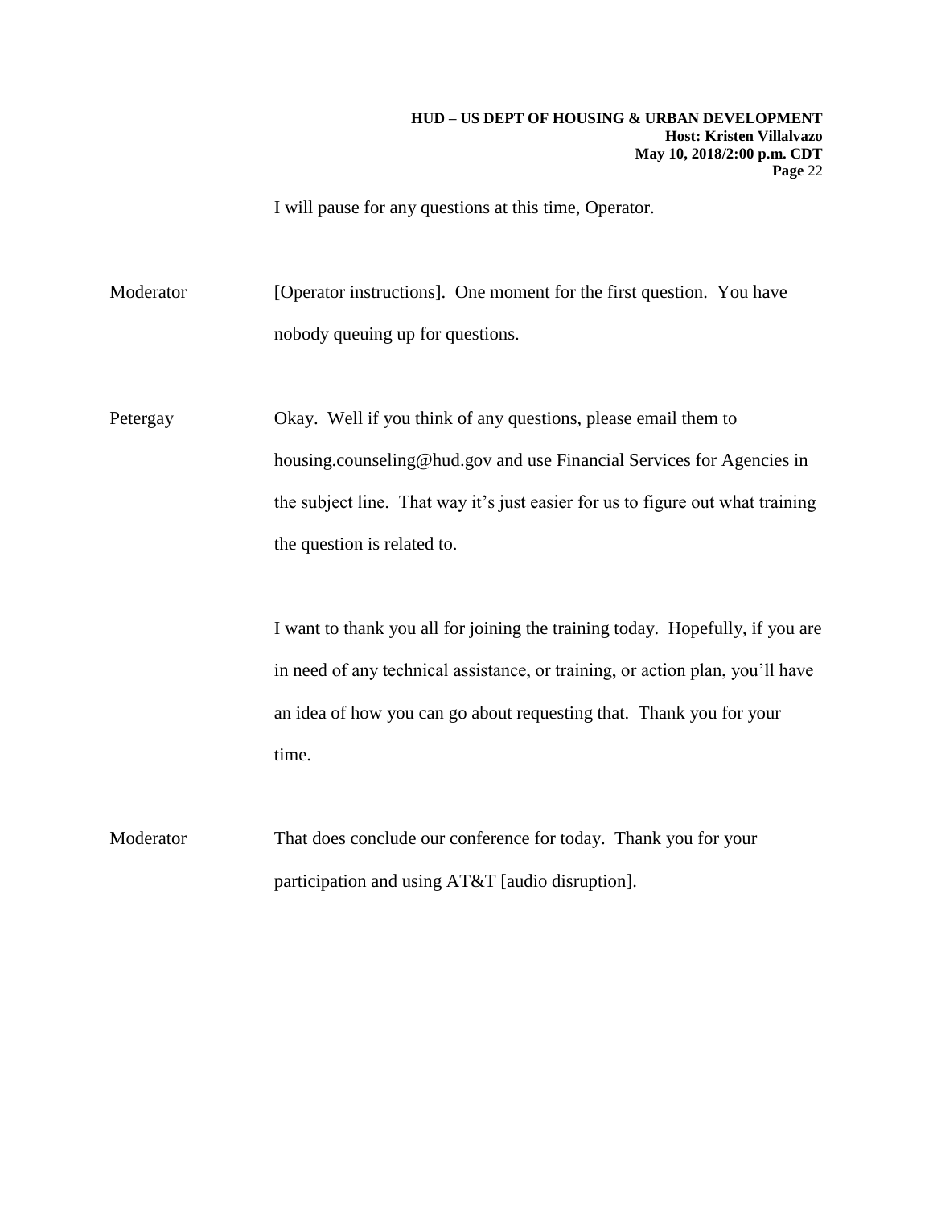I will pause for any questions at this time, Operator.

Moderator: [Operator instructions]. One moment for the first question. You have nobody queuing up for questions.

Petergay: Okay. Well if you think of any questions, please email them to housing.counseling@hud.gov and use Financial Services for Agencies in the subject line. That way it's just easier for us to figure out what training the question is related to.

I want to thank you all for joining the training today. Hopefully, if you are in need of any technical assistance, or training, or action plan, you'll have an idea of how you can go about requesting that. Thank you for your time.

Moderator: That does conclude our conference for today. Thank you for your participation and using AT&T [audio disruption].